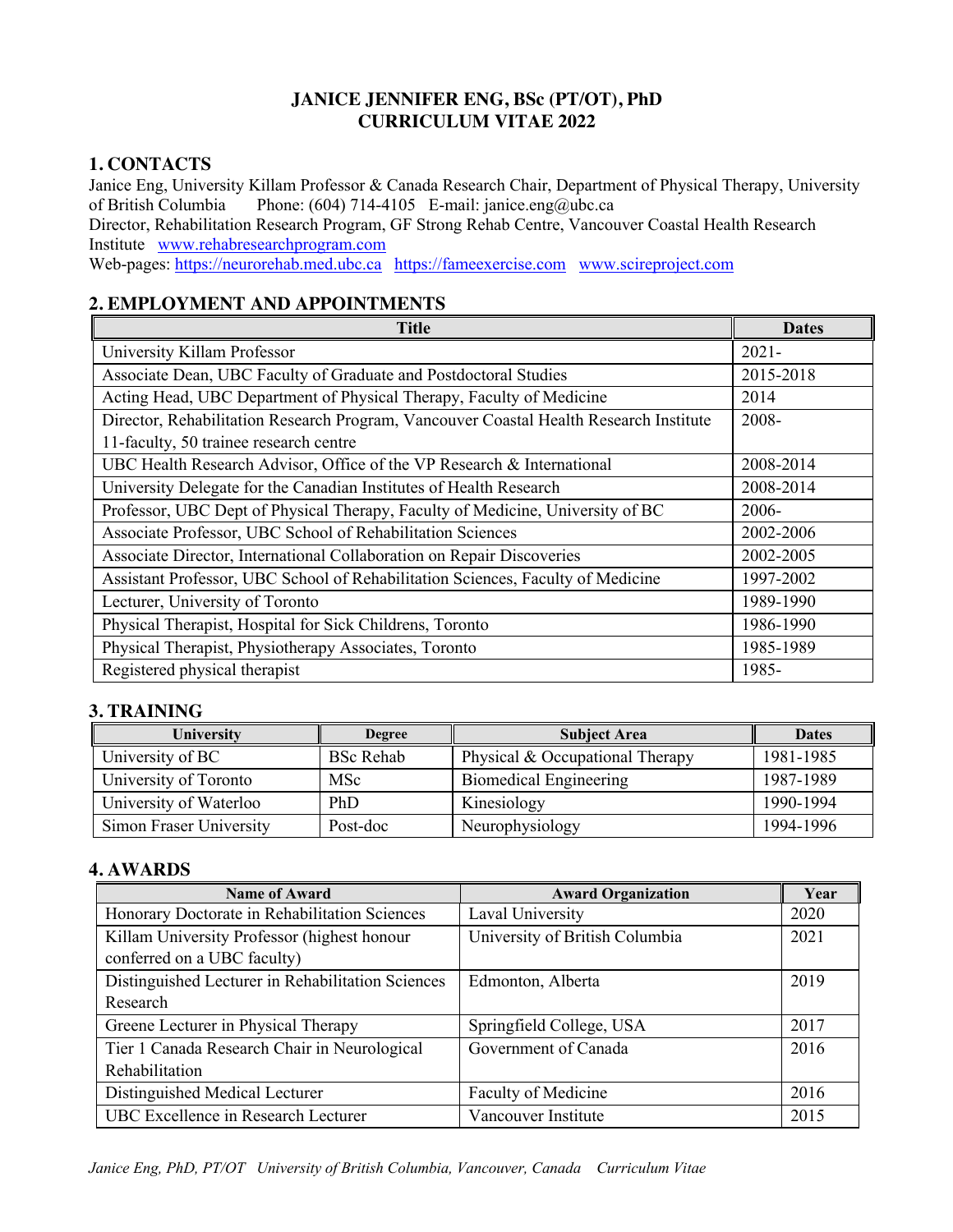# JANICE JENNIFER ENG, BSc (PT/OT), PhD
# CURRICULUM VITAE 2022

## 1. CONTACTS

Janice Eng, University Killam Professor & Canada Research Chair, Department of Physical Therapy, University of British Columbia Phone: (604) 714-4105 E-mail: janice.eng@ubc.ca

Director, Rehabilitation Research Program, GF Strong Rehab Centre, Vancouver Coastal Health Research Institute www.rehabresearchprogram.com

Web-pages: https://neurorehab.med.ubc.ca https://fameexercise.com www.scireproject.com

## 2. EMPLOYMENT AND APPOINTMENTS

| Title | Dates |
|---|---|
| University Killam Professor | 2021- |
| Associate Dean, UBC Faculty of Graduate and Postdoctoral Studies | 2015-2018 |
| Acting Head, UBC Department of Physical Therapy, Faculty of Medicine | 2014 |
| Director, Rehabilitation Research Program, Vancouver Coastal Health Research Institute 11-faculty, 50 trainee research centre | 2008- |
| UBC Health Research Advisor, Office of the VP Research & International | 2008-2014 |
| University Delegate for the Canadian Institutes of Health Research | 2008-2014 |
| Professor, UBC Dept of Physical Therapy, Faculty of Medicine, University of BC | 2006- |
| Associate Professor, UBC School of Rehabilitation Sciences | 2002-2006 |
| Associate Director, International Collaboration on Repair Discoveries | 2002-2005 |
| Assistant Professor, UBC School of Rehabilitation Sciences, Faculty of Medicine | 1997-2002 |
| Lecturer, University of Toronto | 1989-1990 |
| Physical Therapist, Hospital for Sick Childrens, Toronto | 1986-1990 |
| Physical Therapist, Physiotherapy Associates, Toronto | 1985-1989 |
| Registered physical therapist | 1985- |

## 3. TRAINING

| University | Degree | Subject Area | Dates |
|---|---|---|---|
| University of BC | BSc Rehab | Physical & Occupational Therapy | 1981-1985 |
| University of Toronto | MSc | Biomedical Engineering | 1987-1989 |
| University of Waterloo | PhD | Kinesiology | 1990-1994 |
| Simon Fraser University | Post-doc | Neurophysiology | 1994-1996 |

## 4. AWARDS

| Name of Award | Award Organization | Year |
|---|---|---|
| Honorary Doctorate in Rehabilitation Sciences | Laval University | 2020 |
| Killam University Professor (highest honour conferred on a UBC faculty) | University of British Columbia | 2021 |
| Distinguished Lecturer in Rehabilitation Sciences Research | Edmonton, Alberta | 2019 |
| Greene Lecturer in Physical Therapy | Springfield College, USA | 2017 |
| Tier 1 Canada Research Chair in Neurological Rehabilitation | Government of Canada | 2016 |
| Distinguished Medical Lecturer | Faculty of Medicine | 2016 |
| UBC Excellence in Research Lecturer | Vancouver Institute | 2015 |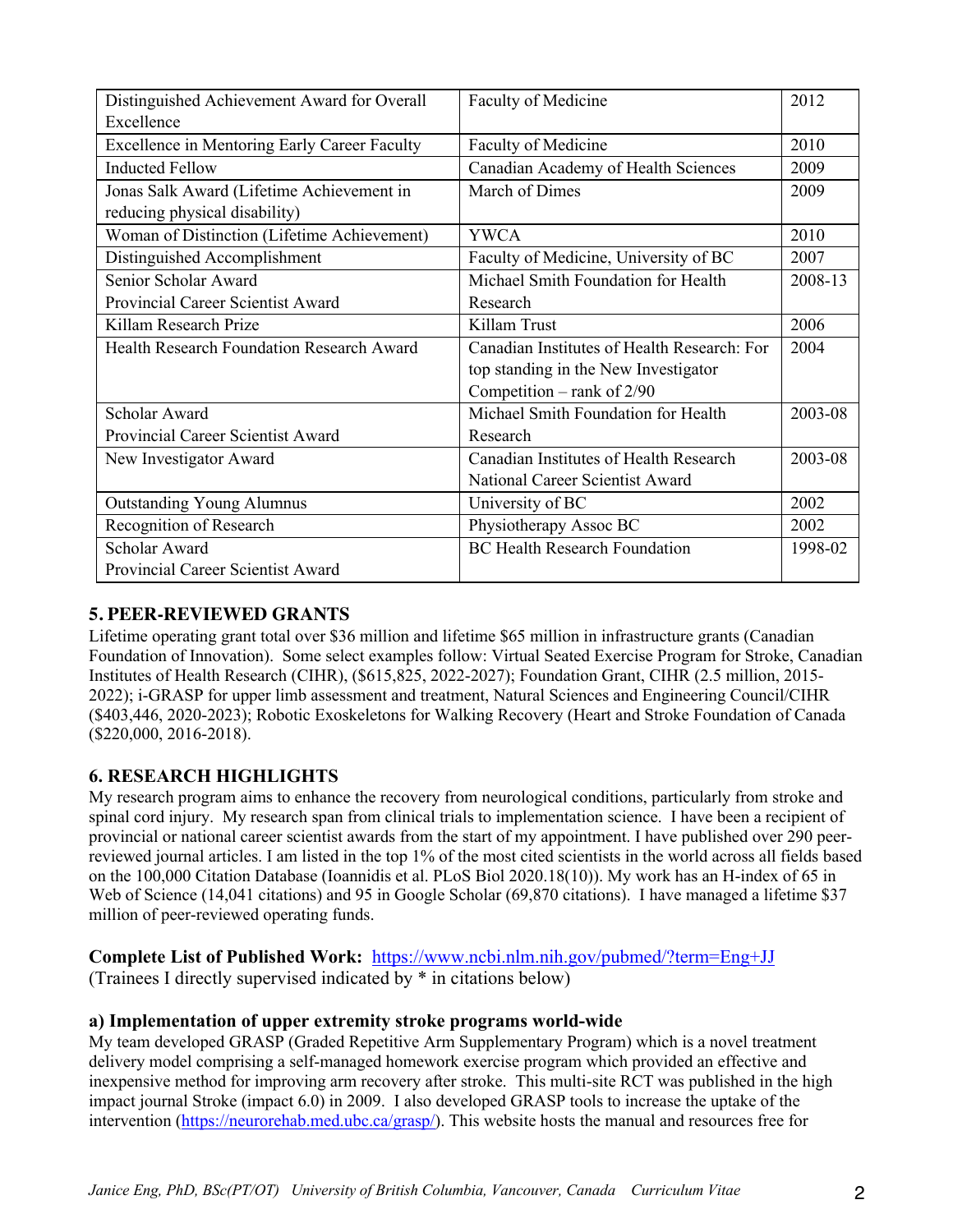| Distinguished Achievement Award for Overall Excellence | Faculty of Medicine | 2012 |
|---|---|---|
| Excellence in Mentoring Early Career Faculty | Faculty of Medicine | 2010 |
| Inducted Fellow | Canadian Academy of Health Sciences | 2009 |
| Jonas Salk Award (Lifetime Achievement in reducing physical disability) | March of Dimes | 2009 |
| Woman of Distinction (Lifetime Achievement) | YWCA | 2010 |
| Distinguished Accomplishment | Faculty of Medicine, University of BC | 2007 |
| Senior Scholar Award<br>Provincial Career Scientist Award | Michael Smith Foundation for Health Research | 2008-13 |
| Killam Research Prize | Killam Trust | 2006 |
| Health Research Foundation Research Award | Canadian Institutes of Health Research: For top standing in the New Investigator Competition – rank of 2/90 | 2004 |
| Scholar Award<br>Provincial Career Scientist Award | Michael Smith Foundation for Health Research | 2003-08 |
| New Investigator Award | Canadian Institutes of Health Research National Career Scientist Award | 2003-08 |
| Outstanding Young Alumnus | University of BC | 2002 |
| Recognition of Research | Physiotherapy Assoc BC | 2002 |
| Scholar Award<br>Provincial Career Scientist Award | BC Health Research Foundation | 1998-02 |

## 5. PEER-REVIEWED GRANTS

Lifetime operating grant total over $36 million and lifetime $65 million in infrastructure grants (Canadian Foundation of Innovation). Some select examples follow: Virtual Seated Exercise Program for Stroke, Canadian Institutes of Health Research (CIHR), ($615,825, 2022-2027); Foundation Grant, CIHR (2.5 million, 2015-2022); i-GRASP for upper limb assessment and treatment, Natural Sciences and Engineering Council/CIHR ($403,446, 2020-2023); Robotic Exoskeletons for Walking Recovery (Heart and Stroke Foundation of Canada ($220,000, 2016-2018).

## 6. RESEARCH HIGHLIGHTS

My research program aims to enhance the recovery from neurological conditions, particularly from stroke and spinal cord injury. My research span from clinical trials to implementation science. I have been a recipient of provincial or national career scientist awards from the start of my appointment. I have published over 290 peer-reviewed journal articles. I am listed in the top 1% of the most cited scientists in the world across all fields based on the 100,000 Citation Database (Ioannidis et al. PLoS Biol 2020.18(10)). My work has an H-index of 65 in Web of Science (14,041 citations) and 95 in Google Scholar (69,870 citations). I have managed a lifetime $37 million of peer-reviewed operating funds.

**Complete List of Published Work:** https://www.ncbi.nlm.nih.gov/pubmed/?term=Eng+JJ
(Trainees I directly supervised indicated by * in citations below)

### a) Implementation of upper extremity stroke programs world-wide

My team developed GRASP (Graded Repetitive Arm Supplementary Program) which is a novel treatment delivery model comprising a self-managed homework exercise program which provided an effective and inexpensive method for improving arm recovery after stroke. This multi-site RCT was published in the high impact journal Stroke (impact 6.0) in 2009. I also developed GRASP tools to increase the uptake of the intervention (https://neurorehab.med.ubc.ca/grasp/). This website hosts the manual and resources free for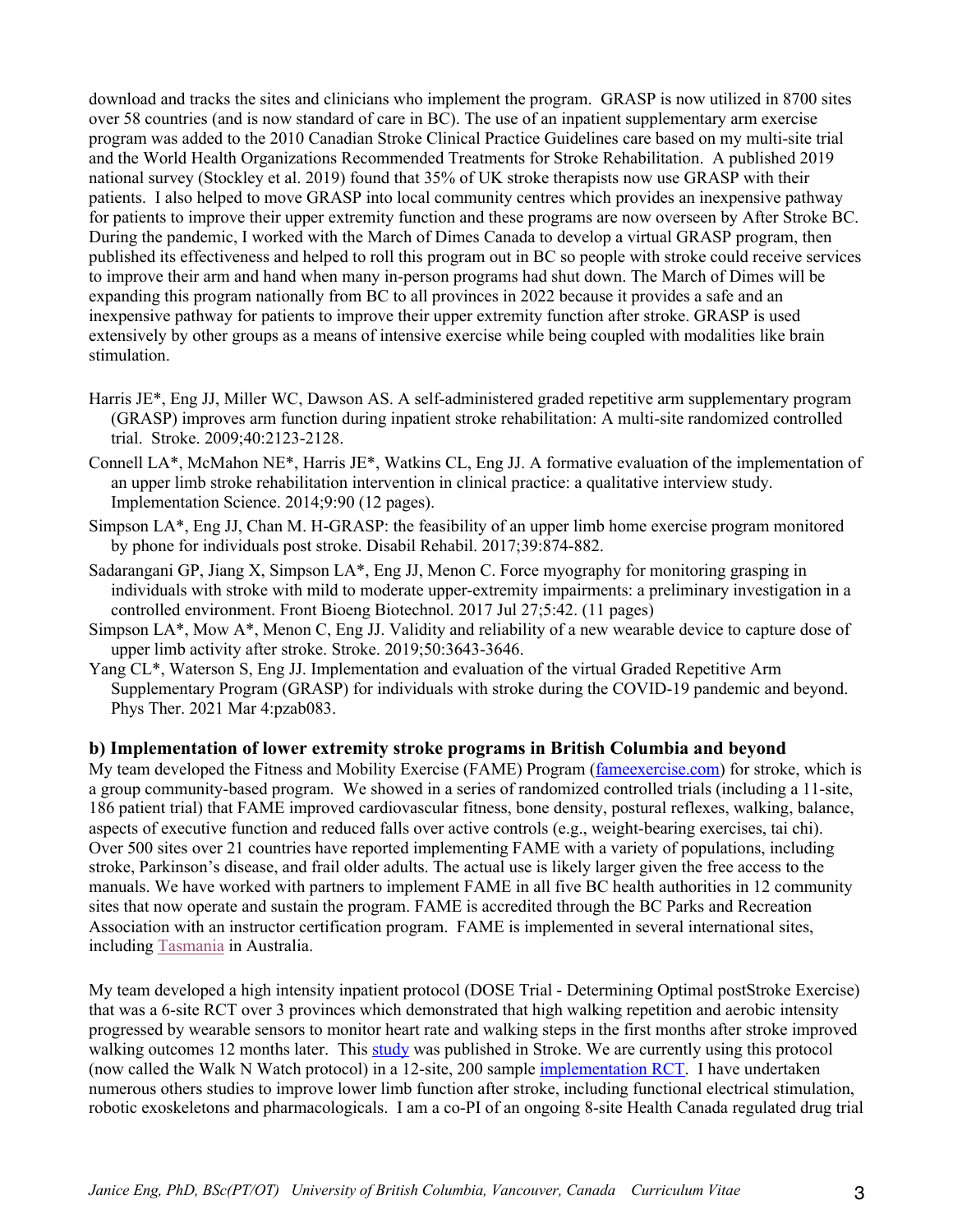download and tracks the sites and clinicians who implement the program. GRASP is now utilized in 8700 sites over 58 countries (and is now standard of care in BC). The use of an inpatient supplementary arm exercise program was added to the 2010 Canadian Stroke Clinical Practice Guidelines care based on my multi-site trial and the World Health Organizations Recommended Treatments for Stroke Rehabilitation. A published 2019 national survey (Stockley et al. 2019) found that 35% of UK stroke therapists now use GRASP with their patients. I also helped to move GRASP into local community centres which provides an inexpensive pathway for patients to improve their upper extremity function and these programs are now overseen by After Stroke BC. During the pandemic, I worked with the March of Dimes Canada to develop a virtual GRASP program, then published its effectiveness and helped to roll this program out in BC so people with stroke could receive services to improve their arm and hand when many in-person programs had shut down. The March of Dimes will be expanding this program nationally from BC to all provinces in 2022 because it provides a safe and an inexpensive pathway for patients to improve their upper extremity function after stroke. GRASP is used extensively by other groups as a means of intensive exercise while being coupled with modalities like brain stimulation.

- Harris JE*, Eng JJ, Miller WC, Dawson AS. A self-administered graded repetitive arm supplementary program (GRASP) improves arm function during inpatient stroke rehabilitation: A multi-site randomized controlled trial. Stroke. 2009;40:2123-2128.
- Connell LA*, McMahon NE*, Harris JE*, Watkins CL, Eng JJ. A formative evaluation of the implementation of an upper limb stroke rehabilitation intervention in clinical practice: a qualitative interview study. Implementation Science. 2014;9:90 (12 pages).
- Simpson LA*, Eng JJ, Chan M. H-GRASP: the feasibility of an upper limb home exercise program monitored by phone for individuals post stroke. Disabil Rehabil. 2017;39:874-882.
- Sadarangani GP, Jiang X, Simpson LA*, Eng JJ, Menon C. Force myography for monitoring grasping in individuals with stroke with mild to moderate upper-extremity impairments: a preliminary investigation in a controlled environment. Front Bioeng Biotechnol. 2017 Jul 27;5:42. (11 pages)
- Simpson LA*, Mow A*, Menon C, Eng JJ. Validity and reliability of a new wearable device to capture dose of upper limb activity after stroke. Stroke. 2019;50:3643-3646.
- Yang CL*, Waterson S, Eng JJ. Implementation and evaluation of the virtual Graded Repetitive Arm Supplementary Program (GRASP) for individuals with stroke during the COVID-19 pandemic and beyond. Phys Ther. 2021 Mar 4:pzab083.

### b) Implementation of lower extremity stroke programs in British Columbia and beyond

My team developed the Fitness and Mobility Exercise (FAME) Program (fameexercise.com) for stroke, which is a group community-based program. We showed in a series of randomized controlled trials (including a 11-site, 186 patient trial) that FAME improved cardiovascular fitness, bone density, postural reflexes, walking, balance, aspects of executive function and reduced falls over active controls (e.g., weight-bearing exercises, tai chi). Over 500 sites over 21 countries have reported implementing FAME with a variety of populations, including stroke, Parkinson's disease, and frail older adults. The actual use is likely larger given the free access to the manuals. We have worked with partners to implement FAME in all five BC health authorities in 12 community sites that now operate and sustain the program. FAME is accredited through the BC Parks and Recreation Association with an instructor certification program. FAME is implemented in several international sites, including Tasmania in Australia.

My team developed a high intensity inpatient protocol (DOSE Trial - Determining Optimal postStroke Exercise) that was a 6-site RCT over 3 provinces which demonstrated that high walking repetition and aerobic intensity progressed by wearable sensors to monitor heart rate and walking steps in the first months after stroke improved walking outcomes 12 months later. This study was published in Stroke. We are currently using this protocol (now called the Walk N Watch protocol) in a 12-site, 200 sample implementation RCT. I have undertaken numerous others studies to improve lower limb function after stroke, including functional electrical stimulation, robotic exoskeletons and pharmacologicals. I am a co-PI of an ongoing 8-site Health Canada regulated drug trial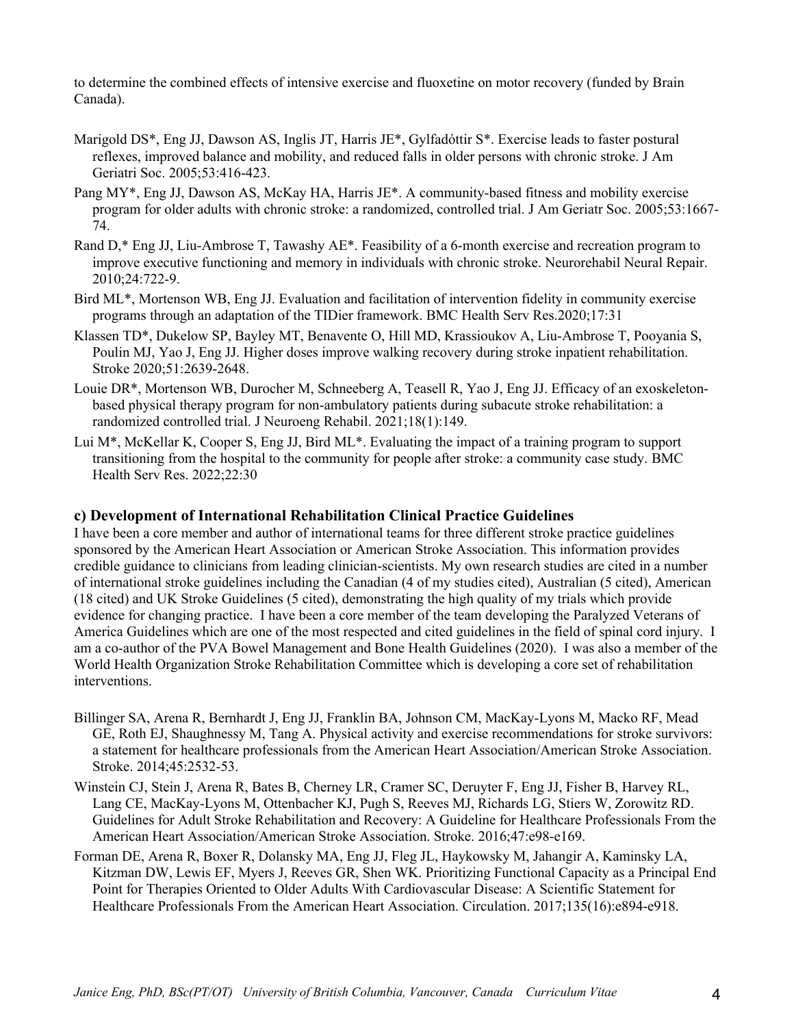to determine the combined effects of intensive exercise and fluoxetine on motor recovery (funded by Brain Canada).

Marigold DS*, Eng JJ, Dawson AS, Inglis JT, Harris JE*, Gylfadóttir S*. Exercise leads to faster postural reflexes, improved balance and mobility, and reduced falls in older persons with chronic stroke. J Am Geriatri Soc. 2005;53:416-423.

Pang MY*, Eng JJ, Dawson AS, McKay HA, Harris JE*. A community-based fitness and mobility exercise program for older adults with chronic stroke: a randomized, controlled trial. J Am Geriatr Soc. 2005;53:1667-74.

Rand D,* Eng JJ, Liu-Ambrose T, Tawashy AE*. Feasibility of a 6-month exercise and recreation program to improve executive functioning and memory in individuals with chronic stroke. Neurorehabil Neural Repair. 2010;24:722-9.

Bird ML*, Mortenson WB, Eng JJ. Evaluation and facilitation of intervention fidelity in community exercise programs through an adaptation of the TIDier framework. BMC Health Serv Res.2020;17:31

Klassen TD*, Dukelow SP, Bayley MT, Benavente O, Hill MD, Krassioukov A, Liu-Ambrose T, Pooyania S, Poulin MJ, Yao J, Eng JJ. Higher doses improve walking recovery during stroke inpatient rehabilitation. Stroke 2020;51:2639-2648.

Louie DR*, Mortenson WB, Durocher M, Schneeberg A, Teasell R, Yao J, Eng JJ. Efficacy of an exoskeleton-based physical therapy program for non-ambulatory patients during subacute stroke rehabilitation: a randomized controlled trial. J Neuroeng Rehabil. 2021;18(1):149.

Lui M*, McKellar K, Cooper S, Eng JJ, Bird ML*. Evaluating the impact of a training program to support transitioning from the hospital to the community for people after stroke: a community case study. BMC Health Serv Res. 2022;22:30

### c) Development of International Rehabilitation Clinical Practice Guidelines

I have been a core member and author of international teams for three different stroke practice guidelines sponsored by the American Heart Association or American Stroke Association. This information provides credible guidance to clinicians from leading clinician-scientists. My own research studies are cited in a number of international stroke guidelines including the Canadian (4 of my studies cited), Australian (5 cited), American (18 cited) and UK Stroke Guidelines (5 cited), demonstrating the high quality of my trials which provide evidence for changing practice. I have been a core member of the team developing the Paralyzed Veterans of America Guidelines which are one of the most respected and cited guidelines in the field of spinal cord injury. I am a co-author of the PVA Bowel Management and Bone Health Guidelines (2020). I was also a member of the World Health Organization Stroke Rehabilitation Committee which is developing a core set of rehabilitation interventions.

Billinger SA, Arena R, Bernhardt J, Eng JJ, Franklin BA, Johnson CM, MacKay-Lyons M, Macko RF, Mead GE, Roth EJ, Shaughnessy M, Tang A. Physical activity and exercise recommendations for stroke survivors: a statement for healthcare professionals from the American Heart Association/American Stroke Association. Stroke. 2014;45:2532-53.

Winstein CJ, Stein J, Arena R, Bates B, Cherney LR, Cramer SC, Deruyter F, Eng JJ, Fisher B, Harvey RL, Lang CE, MacKay-Lyons M, Ottenbacher KJ, Pugh S, Reeves MJ, Richards LG, Stiers W, Zorowitz RD. Guidelines for Adult Stroke Rehabilitation and Recovery: A Guideline for Healthcare Professionals From the American Heart Association/American Stroke Association. Stroke. 2016;47:e98-e169.

Forman DE, Arena R, Boxer R, Dolansky MA, Eng JJ, Fleg JL, Haykowsky M, Jahangir A, Kaminsky LA, Kitzman DW, Lewis EF, Myers J, Reeves GR, Shen WK. Prioritizing Functional Capacity as a Principal End Point for Therapies Oriented to Older Adults With Cardiovascular Disease: A Scientific Statement for Healthcare Professionals From the American Heart Association. Circulation. 2017;135(16):e894-e918.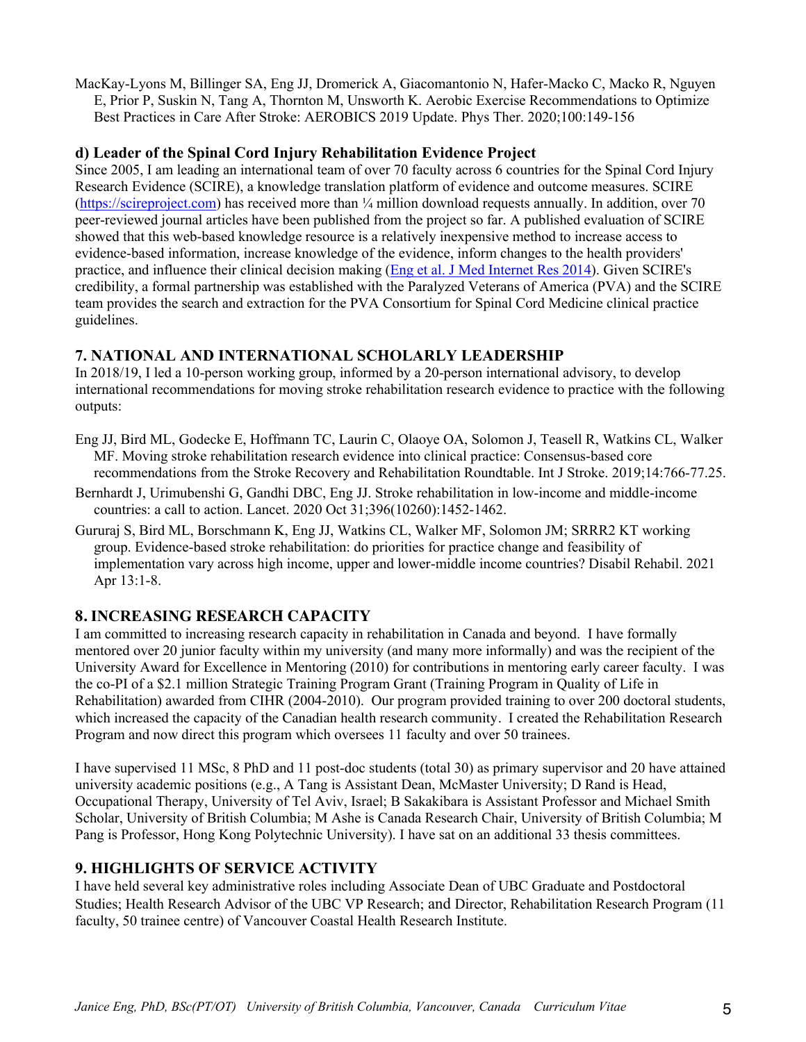MacKay-Lyons M, Billinger SA, Eng JJ, Dromerick A, Giacomantonio N, Hafer-Macko C, Macko R, Nguyen E, Prior P, Suskin N, Tang A, Thornton M, Unsworth K. Aerobic Exercise Recommendations to Optimize Best Practices in Care After Stroke: AEROBICS 2019 Update. Phys Ther. 2020;100:149-156

### d) Leader of the Spinal Cord Injury Rehabilitation Evidence Project

Since 2005, I am leading an international team of over 70 faculty across 6 countries for the Spinal Cord Injury Research Evidence (SCIRE), a knowledge translation platform of evidence and outcome measures. SCIRE (https://scireproject.com) has received more than ¼ million download requests annually. In addition, over 70 peer-reviewed journal articles have been published from the project so far. A published evaluation of SCIRE showed that this web-based knowledge resource is a relatively inexpensive method to increase access to evidence-based information, increase knowledge of the evidence, inform changes to the health providers' practice, and influence their clinical decision making (Eng et al. J Med Internet Res 2014). Given SCIRE's credibility, a formal partnership was established with the Paralyzed Veterans of America (PVA) and the SCIRE team provides the search and extraction for the PVA Consortium for Spinal Cord Medicine clinical practice guidelines.

## 7. NATIONAL AND INTERNATIONAL SCHOLARLY LEADERSHIP

In 2018/19, I led a 10-person working group, informed by a 20-person international advisory, to develop international recommendations for moving stroke rehabilitation research evidence to practice with the following outputs:

Eng JJ, Bird ML, Godecke E, Hoffmann TC, Laurin C, Olaoye OA, Solomon J, Teasell R, Watkins CL, Walker MF. Moving stroke rehabilitation research evidence into clinical practice: Consensus-based core recommendations from the Stroke Recovery and Rehabilitation Roundtable. Int J Stroke. 2019;14:766-77.25.

Bernhardt J, Urimubenshi G, Gandhi DBC, Eng JJ. Stroke rehabilitation in low-income and middle-income countries: a call to action. Lancet. 2020 Oct 31;396(10260):1452-1462.

Gururaj S, Bird ML, Borschmann K, Eng JJ, Watkins CL, Walker MF, Solomon JM; SRRR2 KT working group. Evidence-based stroke rehabilitation: do priorities for practice change and feasibility of implementation vary across high income, upper and lower-middle income countries? Disabil Rehabil. 2021 Apr 13:1-8.

## 8. INCREASING RESEARCH CAPACITY

I am committed to increasing research capacity in rehabilitation in Canada and beyond. I have formally mentored over 20 junior faculty within my university (and many more informally) and was the recipient of the University Award for Excellence in Mentoring (2010) for contributions in mentoring early career faculty. I was the co-PI of a $2.1 million Strategic Training Program Grant (Training Program in Quality of Life in Rehabilitation) awarded from CIHR (2004-2010). Our program provided training to over 200 doctoral students, which increased the capacity of the Canadian health research community. I created the Rehabilitation Research Program and now direct this program which oversees 11 faculty and over 50 trainees.

I have supervised 11 MSc, 8 PhD and 11 post-doc students (total 30) as primary supervisor and 20 have attained university academic positions (e.g., A Tang is Assistant Dean, McMaster University; D Rand is Head, Occupational Therapy, University of Tel Aviv, Israel; B Sakakibara is Assistant Professor and Michael Smith Scholar, University of British Columbia; M Ashe is Canada Research Chair, University of British Columbia; M Pang is Professor, Hong Kong Polytechnic University). I have sat on an additional 33 thesis committees.

## 9. HIGHLIGHTS OF SERVICE ACTIVITY

I have held several key administrative roles including Associate Dean of UBC Graduate and Postdoctoral Studies; Health Research Advisor of the UBC VP Research; and Director, Rehabilitation Research Program (11 faculty, 50 trainee centre) of Vancouver Coastal Health Research Institute.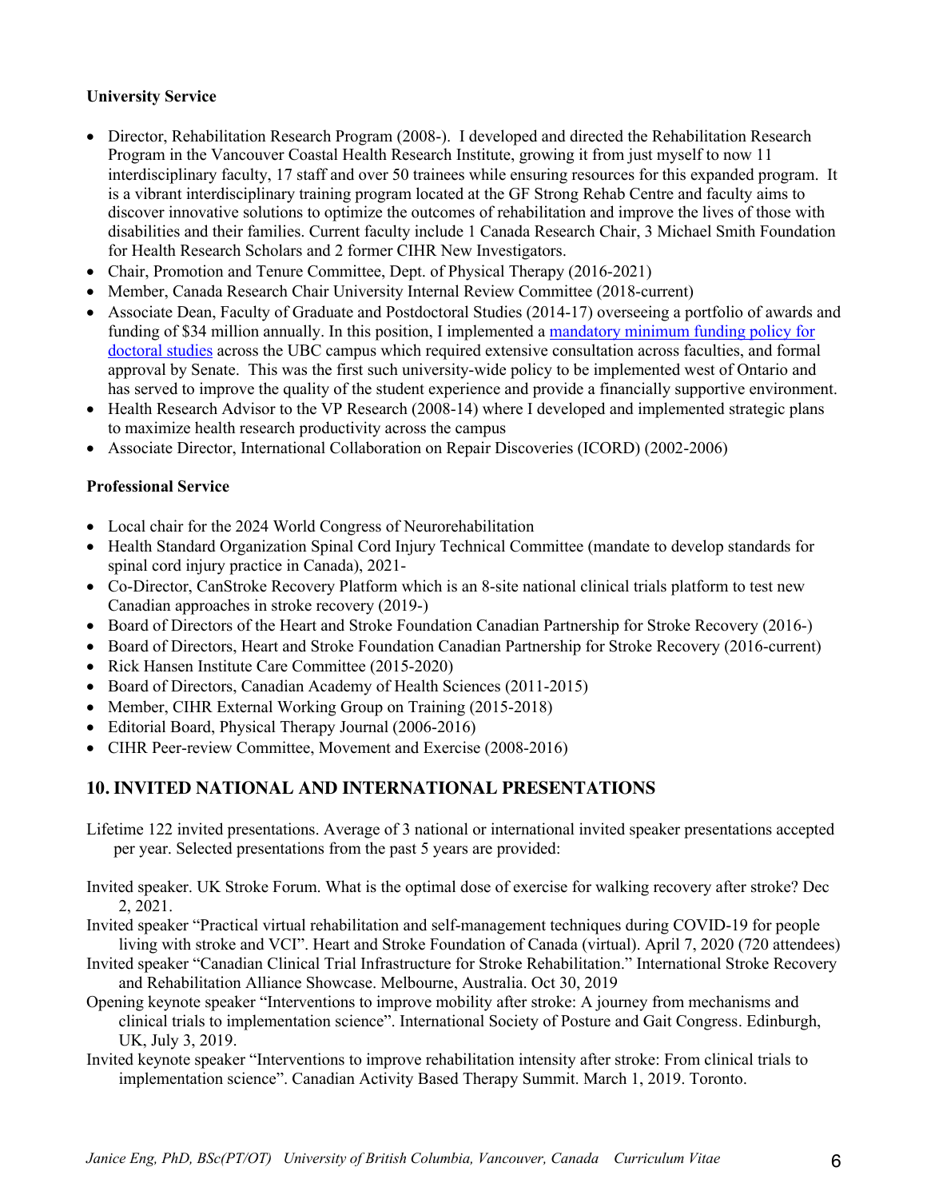**University Service**

- Director, Rehabilitation Research Program (2008-). I developed and directed the Rehabilitation Research Program in the Vancouver Coastal Health Research Institute, growing it from just myself to now 11 interdisciplinary faculty, 17 staff and over 50 trainees while ensuring resources for this expanded program. It is a vibrant interdisciplinary training program located at the GF Strong Rehab Centre and faculty aims to discover innovative solutions to optimize the outcomes of rehabilitation and improve the lives of those with disabilities and their families. Current faculty include 1 Canada Research Chair, 3 Michael Smith Foundation for Health Research Scholars and 2 former CIHR New Investigators.
- Chair, Promotion and Tenure Committee, Dept. of Physical Therapy (2016-2021)
- Member, Canada Research Chair University Internal Review Committee (2018-current)
- Associate Dean, Faculty of Graduate and Postdoctoral Studies (2014-17) overseeing a portfolio of awards and funding of $34 million annually. In this position, I implemented a mandatory minimum funding policy for doctoral studies across the UBC campus which required extensive consultation across faculties, and formal approval by Senate. This was the first such university-wide policy to be implemented west of Ontario and has served to improve the quality of the student experience and provide a financially supportive environment.
- Health Research Advisor to the VP Research (2008-14) where I developed and implemented strategic plans to maximize health research productivity across the campus
- Associate Director, International Collaboration on Repair Discoveries (ICORD) (2002-2006)

**Professional Service**

- Local chair for the 2024 World Congress of Neurorehabilitation
- Health Standard Organization Spinal Cord Injury Technical Committee (mandate to develop standards for spinal cord injury practice in Canada), 2021-
- Co-Director, CanStroke Recovery Platform which is an 8-site national clinical trials platform to test new Canadian approaches in stroke recovery (2019-)
- Board of Directors of the Heart and Stroke Foundation Canadian Partnership for Stroke Recovery (2016-)
- Board of Directors, Heart and Stroke Foundation Canadian Partnership for Stroke Recovery (2016-current)
- Rick Hansen Institute Care Committee (2015-2020)
- Board of Directors, Canadian Academy of Health Sciences (2011-2015)
- Member, CIHR External Working Group on Training (2015-2018)
- Editorial Board, Physical Therapy Journal (2006-2016)
- CIHR Peer-review Committee, Movement and Exercise (2008-2016)

## 10. INVITED NATIONAL AND INTERNATIONAL PRESENTATIONS

Lifetime 122 invited presentations. Average of 3 national or international invited speaker presentations accepted per year. Selected presentations from the past 5 years are provided:

Invited speaker. UK Stroke Forum. What is the optimal dose of exercise for walking recovery after stroke? Dec 2, 2021.

Invited speaker "Practical virtual rehabilitation and self-management techniques during COVID-19 for people living with stroke and VCI". Heart and Stroke Foundation of Canada (virtual). April 7, 2020 (720 attendees)

Invited speaker "Canadian Clinical Trial Infrastructure for Stroke Rehabilitation." International Stroke Recovery and Rehabilitation Alliance Showcase. Melbourne, Australia. Oct 30, 2019

Opening keynote speaker "Interventions to improve mobility after stroke: A journey from mechanisms and clinical trials to implementation science". International Society of Posture and Gait Congress. Edinburgh, UK, July 3, 2019.

Invited keynote speaker "Interventions to improve rehabilitation intensity after stroke: From clinical trials to implementation science". Canadian Activity Based Therapy Summit. March 1, 2019. Toronto.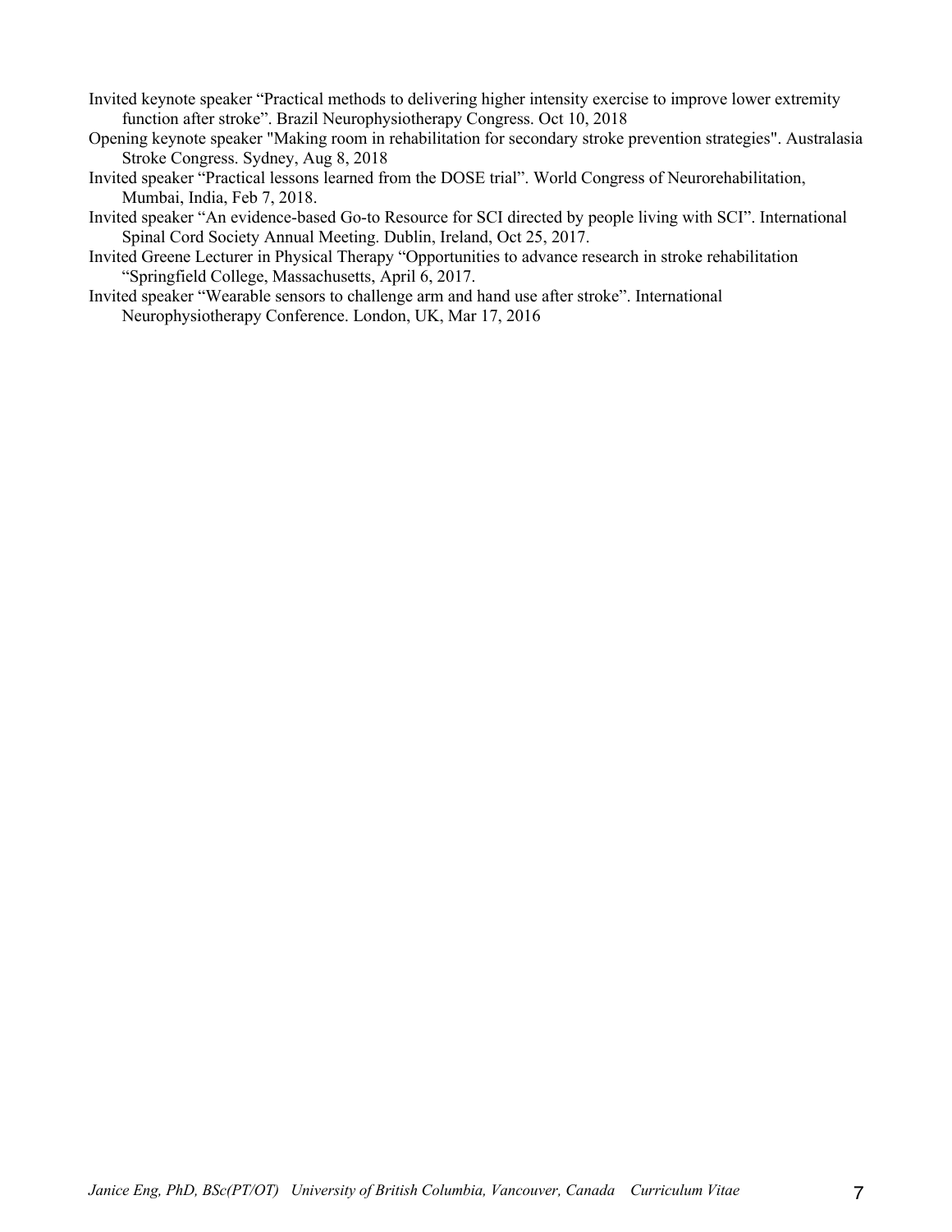Invited keynote speaker “Practical methods to delivering higher intensity exercise to improve lower extremity function after stroke”. Brazil Neurophysiotherapy Congress. Oct 10, 2018

Opening keynote speaker "Making room in rehabilitation for secondary stroke prevention strategies". Australasia Stroke Congress. Sydney, Aug 8, 2018

Invited speaker “Practical lessons learned from the DOSE trial”. World Congress of Neurorehabilitation, Mumbai, India, Feb 7, 2018.

Invited speaker “An evidence-based Go-to Resource for SCI directed by people living with SCI”. International Spinal Cord Society Annual Meeting. Dublin, Ireland, Oct 25, 2017.

Invited Greene Lecturer in Physical Therapy “Opportunities to advance research in stroke rehabilitation “Springfield College, Massachusetts, April 6, 2017.

Invited speaker “Wearable sensors to challenge arm and hand use after stroke”. International Neurophysiotherapy Conference. London, UK, Mar 17, 2016